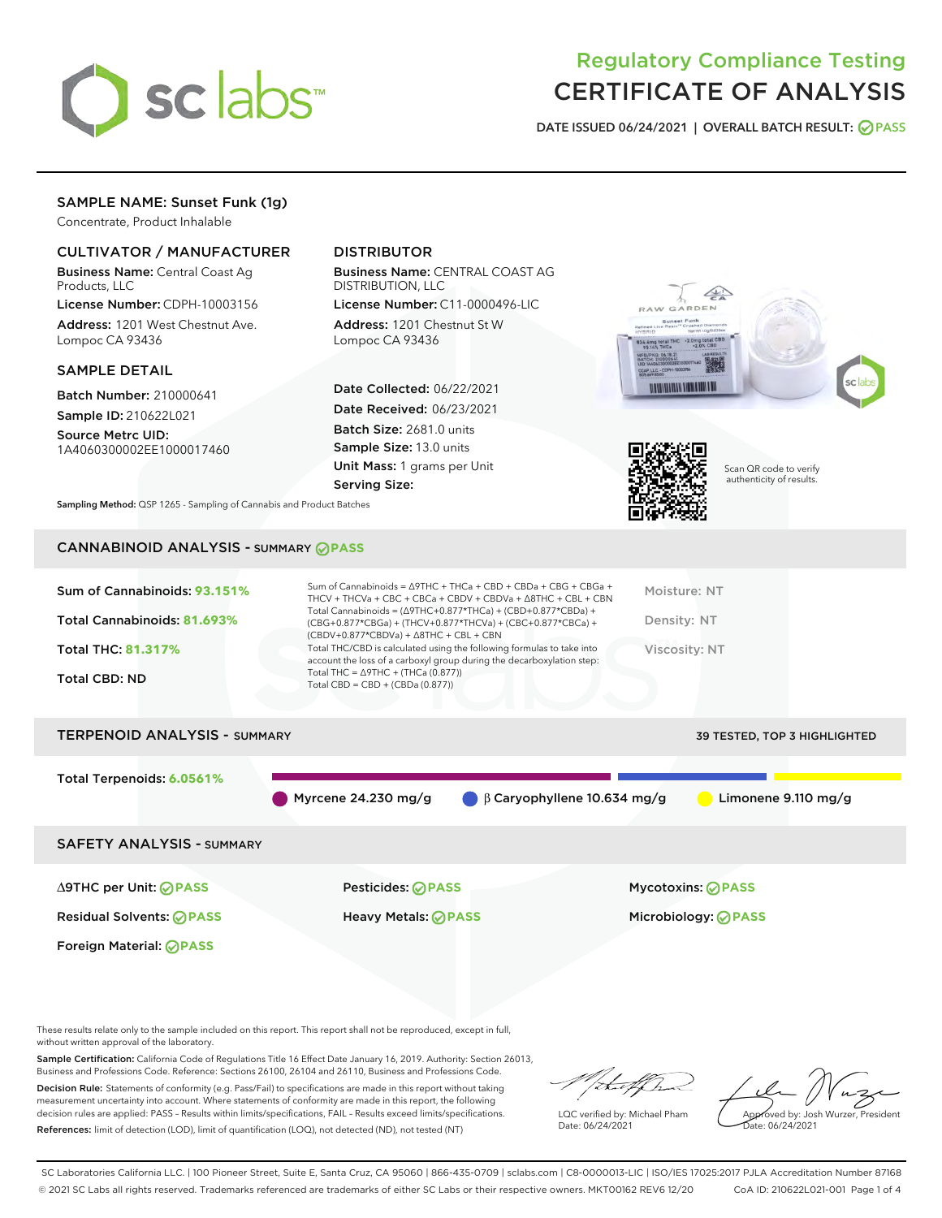# Regulatory Compliance Testing
# CERTIFICATE OF ANALYSIS

DATE ISSUED 06/24/2021 | OVERALL BATCH RESULT: PASS

## SAMPLE NAME: Sunset Funk (1g)

Concentrate, Product Inhalable

### CULTIVATOR / MANUFACTURER

Business Name: Central Coast Ag Products, LLC

License Number: CDPH-10003156

Address: 1201 West Chestnut Ave. Lompoc CA 93436

### DISTRIBUTOR

Business Name: CENTRAL COAST AG DISTRIBUTION, LLC

License Number: C11-0000496-LIC

Address: 1201 Chestnut St W Lompoc CA 93436

### SAMPLE DETAIL

Batch Number: 210000641

Sample ID: 210622L021

Source Metrc UID: 1A4060300002EE1000017460

Date Collected: 06/22/2021

Date Received: 06/23/2021

Batch Size: 2681.0 units

Sample Size: 13.0 units

Unit Mass: 1 grams per Unit

Serving Size:

Scan QR code to verify authenticity of results.

Sampling Method: QSP 1265 - Sampling of Cannabis and Product Batches

## CANNABINOID ANALYSIS - SUMMARY PASS

Sum of Cannabinoids: **93.151%**

Total Cannabinoids: **81.693%**

Total THC: **81.317%**

Total CBD: ND

Sum of Cannabinoids = Δ9THC + THCa + CBD + CBDa + CBG + CBGa + THCV + THCVa + CBC + CBCa + CBDV + CBDVa + Δ8THC + CBL + CBN

Total Cannabinoids = (Δ9THC+0.877*THCa) + (CBD+0.877*CBDa) + (CBG+0.877*CBGa) + (THCV+0.877*THCVa) + (CBC+0.877*CBCa) + (CBDV+0.877*CBDVa) + Δ8THC + CBL + CBN

Total THC/CBD is calculated using the following formulas to take into account the loss of a carboxyl group during the decarboxylation step:

Total THC = Δ9THC + (THCa (0.877))

Total CBD = CBD + (CBDa (0.877))

Moisture: NT

Density: NT

Viscosity: NT

## TERPENOID ANALYSIS - SUMMARY

39 TESTED, TOP 3 HIGHLIGHTED

Total Terpenoids: **6.0561%**

Myrcene 24.230 mg/g | β Caryophyllene 10.634 mg/g | Limonene 9.110 mg/g

## SAFETY ANALYSIS - SUMMARY

Δ9THC per Unit: PASS

Pesticides: PASS

Mycotoxins: PASS

Residual Solvents: PASS

Heavy Metals: PASS

Microbiology: PASS

Foreign Material: PASS

These results relate only to the sample included on this report. This report shall not be reproduced, except in full, without written approval of the laboratory.

Sample Certification: California Code of Regulations Title 16 Effect Date January 16, 2019. Authority: Section 26013, Business and Professions Code. Reference: Sections 26100, 26104 and 26110, Business and Professions Code.

Decision Rule: Statements of conformity (e.g. Pass/Fail) to specifications are made in this report without taking measurement uncertainty into account. Where statements of conformity are made in this report, the following decision rules are applied: PASS – Results within limits/specifications, FAIL – Results exceed limits/specifications.

References: limit of detection (LOD), limit of quantification (LOQ), not detected (ND), not tested (NT)

LQC verified by: Michael Pham
Date: 06/24/2021

Approved by: Josh Wurzer, President
Date: 06/24/2021

SC Laboratories California LLC. | 100 Pioneer Street, Suite E, Santa Cruz, CA 95060 | 866-435-0709 | sclabs.com | C8-0000013-LIC | ISO/IES 17025:2017 PJLA Accreditation Number 87168

© 2021 SC Labs all rights reserved. Trademarks referenced are trademarks of either SC Labs or their respective owners. MKT00162 REV6 12/20 CoA ID: 210622L021-001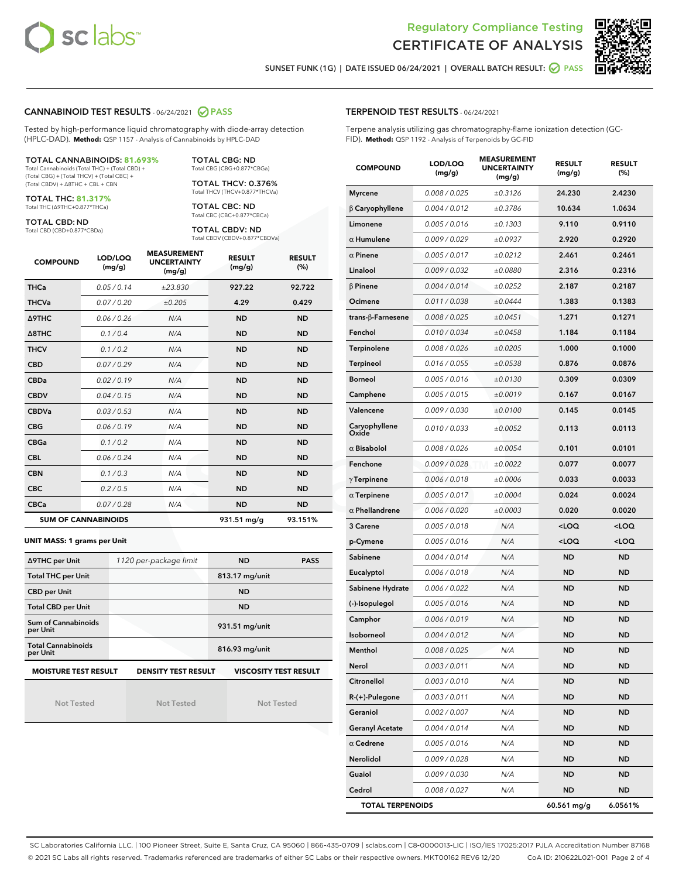Regulatory Compliance Testing

CERTIFICATE OF ANALYSIS

SUNSET FUNK (1G) | DATE ISSUED 06/24/2021 | OVERALL BATCH RESULT: PASS

## CANNABINOID TEST RESULTS - 06/24/2021 PASS

Tested by high-performance liquid chromatography with diode-array detection (HPLC-DAD). **Method:** QSP 1157 - Analysis of Cannabinoids by HPLC-DAD

**TOTAL CANNABINOIDS: 81.693%**
Total Cannabinoids (Total THC) + (Total CBD) + (Total CBG) + (Total THCV) + (Total CBC) + (Total CBDV) + Δ8THC + CBL + CBN

**TOTAL THC: 81.317%**
Total THC (Δ9THC+0.877*THCa)

**TOTAL CBD: ND**
Total CBD (CBD+0.877*CBDa)

**TOTAL CBG: ND**
Total CBG (CBG+0.877*CBGa)

**TOTAL THCV: 0.376%**
Total THCV (THCV+0.877*THCVa)

**TOTAL CBC: ND**
Total CBC (CBC+0.877*CBCa)

**TOTAL CBDV: ND**
Total CBDV (CBDV+0.877*CBDVa)

| COMPOUND | LOD/LOQ (mg/g) | MEASUREMENT UNCERTAINTY (mg/g) | RESULT (mg/g) | RESULT (%) |
|---|---|---|---|---|
| THCa | 0.05 / 0.14 | ±23.830 | 927.22 | 92.722 |
| THCVa | 0.07 / 0.20 | ±0.205 | 4.29 | 0.429 |
| Δ9THC | 0.06 / 0.26 | N/A | ND | ND |
| Δ8THC | 0.1 / 0.4 | N/A | ND | ND |
| THCV | 0.1 / 0.2 | N/A | ND | ND |
| CBD | 0.07 / 0.29 | N/A | ND | ND |
| CBDa | 0.02 / 0.19 | N/A | ND | ND |
| CBDV | 0.04 / 0.15 | N/A | ND | ND |
| CBDVa | 0.03 / 0.53 | N/A | ND | ND |
| CBG | 0.06 / 0.19 | N/A | ND | ND |
| CBGa | 0.1 / 0.2 | N/A | ND | ND |
| CBL | 0.06 / 0.24 | N/A | ND | ND |
| CBN | 0.1 / 0.3 | N/A | ND | ND |
| CBC | 0.2 / 0.5 | N/A | ND | ND |
| CBCa | 0.07 / 0.28 | N/A | ND | ND |
| **SUM OF CANNABINOIDS** | | | 931.51 mg/g | 93.151% |

**UNIT MASS: 1 grams per Unit**

| | | | |
|---|---|---|---|
| Δ9THC per Unit | 1120 per-package limit | ND | PASS |
| Total THC per Unit | | 813.17 mg/unit | |
| CBD per Unit | | ND | |
| Total CBD per Unit | | ND | |
| Sum of Cannabinoids per Unit | | 931.51 mg/unit | |
| Total Cannabinoids per Unit | | 816.93 mg/unit | |

| MOISTURE TEST RESULT | DENSITY TEST RESULT | VISCOSITY TEST RESULT |
|---|---|---|
| Not Tested | Not Tested | Not Tested |

## TERPENOID TEST RESULTS - 06/24/2021

Terpene analysis utilizing gas chromatography-flame ionization detection (GC-FID). **Method:** QSP 1192 - Analysis of Terpenoids by GC-FID

| COMPOUND | LOD/LOQ (mg/g) | MEASUREMENT UNCERTAINTY (mg/g) | RESULT (mg/g) | RESULT (%) |
|---|---|---|---|---|
| Myrcene | 0.008 / 0.025 | ±0.3126 | 24.230 | 2.4230 |
| β Caryophyllene | 0.004 / 0.012 | ±0.3786 | 10.634 | 1.0634 |
| Limonene | 0.005 / 0.016 | ±0.1303 | 9.110 | 0.9110 |
| α Humulene | 0.009 / 0.029 | ±0.0937 | 2.920 | 0.2920 |
| α Pinene | 0.005 / 0.017 | ±0.0212 | 2.461 | 0.2461 |
| Linalool | 0.009 / 0.032 | ±0.0880 | 2.316 | 0.2316 |
| β Pinene | 0.004 / 0.014 | ±0.0252 | 2.187 | 0.2187 |
| Ocimene | 0.011 / 0.038 | ±0.0444 | 1.383 | 0.1383 |
| trans-β-Farnesene | 0.008 / 0.025 | ±0.0451 | 1.271 | 0.1271 |
| Fenchol | 0.010 / 0.034 | ±0.0458 | 1.184 | 0.1184 |
| Terpinolene | 0.008 / 0.026 | ±0.0205 | 1.000 | 0.1000 |
| Terpineol | 0.016 / 0.055 | ±0.0538 | 0.876 | 0.0876 |
| Borneol | 0.005 / 0.016 | ±0.0130 | 0.309 | 0.0309 |
| Camphene | 0.005 / 0.015 | ±0.0019 | 0.167 | 0.0167 |
| Valencene | 0.009 / 0.030 | ±0.0100 | 0.145 | 0.0145 |
| Caryophyllene Oxide | 0.010 / 0.033 | ±0.0052 | 0.113 | 0.0113 |
| α Bisabolol | 0.008 / 0.026 | ±0.0054 | 0.101 | 0.0101 |
| Fenchone | 0.009 / 0.028 | ±0.0022 | 0.077 | 0.0077 |
| γ Terpinene | 0.006 / 0.018 | ±0.0006 | 0.033 | 0.0033 |
| α Terpinene | 0.005 / 0.017 | ±0.0004 | 0.024 | 0.0024 |
| α Phellandrene | 0.006 / 0.020 | ±0.0003 | 0.020 | 0.0020 |
| 3 Carene | 0.005 / 0.018 | N/A | <LOQ | <LOQ |
| p-Cymene | 0.005 / 0.016 | N/A | <LOQ | <LOQ |
| Sabinene | 0.004 / 0.014 | N/A | ND | ND |
| Eucalyptol | 0.006 / 0.018 | N/A | ND | ND |
| Sabinene Hydrate | 0.006 / 0.022 | N/A | ND | ND |
| (-)-Isopulegol | 0.005 / 0.016 | N/A | ND | ND |
| Camphor | 0.006 / 0.019 | N/A | ND | ND |
| Isoborneol | 0.004 / 0.012 | N/A | ND | ND |
| Menthol | 0.008 / 0.025 | N/A | ND | ND |
| Nerol | 0.003 / 0.011 | N/A | ND | ND |
| Citronellol | 0.003 / 0.010 | N/A | ND | ND |
| R-(+)-Pulegone | 0.003 / 0.011 | N/A | ND | ND |
| Geraniol | 0.002 / 0.007 | N/A | ND | ND |
| Geranyl Acetate | 0.004 / 0.014 | N/A | ND | ND |
| α Cedrene | 0.005 / 0.016 | N/A | ND | ND |
| Nerolidol | 0.009 / 0.028 | N/A | ND | ND |
| Guaiol | 0.009 / 0.030 | N/A | ND | ND |
| Cedrol | 0.008 / 0.027 | N/A | ND | ND |
| **TOTAL TERPENOIDS** | | | 60.561 mg/g | 6.0561% |

SC Laboratories California LLC. | 100 Pioneer Street, Suite E, Santa Cruz, CA 95060 | 866-435-0709 | sclabs.com | C8-0000013-LIC | ISO/IES 17025:2017 PJLA Accreditation Number 87168
© 2021 SC Labs all rights reserved. Trademarks referenced are trademarks of either SC Labs or their respective owners. MKT00162 REV6 12/20 CoA ID: 210622L021-001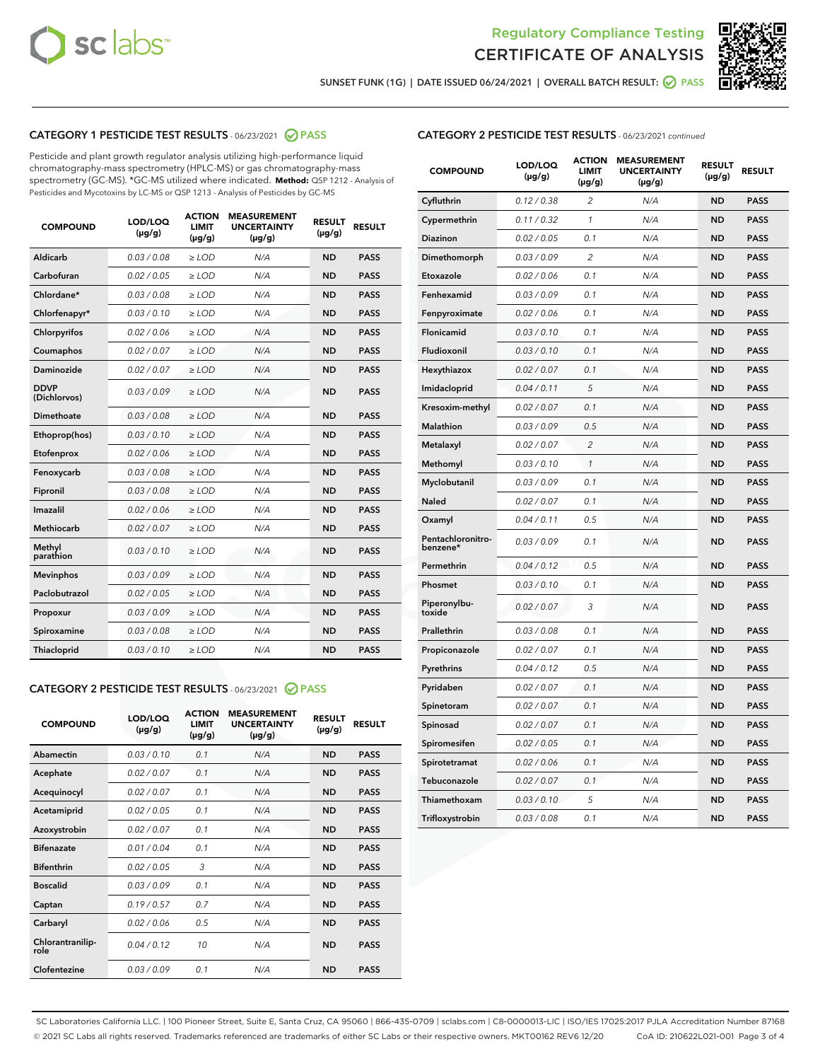Regulatory Compliance Testing
# CERTIFICATE OF ANALYSIS

SUNSET FUNK (1G) | DATE ISSUED 06/24/2021 | OVERALL BATCH RESULT: PASS

## CATEGORY 1 PESTICIDE TEST RESULTS - 06/23/2021 PASS

Pesticide and plant growth regulator analysis utilizing high-performance liquid chromatography-mass spectrometry (HPLC-MS) or gas chromatography-mass spectrometry (GC-MS). *GC-MS utilized where indicated. **Method:** QSP 1212 - Analysis of Pesticides and Mycotoxins by LC-MS or QSP 1213 - Analysis of Pesticides by GC-MS

| COMPOUND | LOD/LOQ (µg/g) | ACTION LIMIT (µg/g) | MEASUREMENT UNCERTAINTY (µg/g) | RESULT (µg/g) | RESULT |
|---|---|---|---|---|---|
| Aldicarb | 0.03 / 0.08 | ≥ LOD | N/A | ND | PASS |
| Carbofuran | 0.02 / 0.05 | ≥ LOD | N/A | ND | PASS |
| Chlordane* | 0.03 / 0.08 | ≥ LOD | N/A | ND | PASS |
| Chlorfenapyr* | 0.03 / 0.10 | ≥ LOD | N/A | ND | PASS |
| Chlorpyrifos | 0.02 / 0.06 | ≥ LOD | N/A | ND | PASS |
| Coumaphos | 0.02 / 0.07 | ≥ LOD | N/A | ND | PASS |
| Daminozide | 0.02 / 0.07 | ≥ LOD | N/A | ND | PASS |
| DDVP (Dichlorvos) | 0.03 / 0.09 | ≥ LOD | N/A | ND | PASS |
| Dimethoate | 0.03 / 0.08 | ≥ LOD | N/A | ND | PASS |
| Ethoprop(hos) | 0.03 / 0.10 | ≥ LOD | N/A | ND | PASS |
| Etofenprox | 0.02 / 0.06 | ≥ LOD | N/A | ND | PASS |
| Fenoxycarb | 0.03 / 0.08 | ≥ LOD | N/A | ND | PASS |
| Fipronil | 0.03 / 0.08 | ≥ LOD | N/A | ND | PASS |
| Imazalil | 0.02 / 0.06 | ≥ LOD | N/A | ND | PASS |
| Methiocarb | 0.02 / 0.07 | ≥ LOD | N/A | ND | PASS |
| Methyl parathion | 0.03 / 0.10 | ≥ LOD | N/A | ND | PASS |
| Mevinphos | 0.03 / 0.09 | ≥ LOD | N/A | ND | PASS |
| Paclobutrazol | 0.02 / 0.05 | ≥ LOD | N/A | ND | PASS |
| Propoxur | 0.03 / 0.09 | ≥ LOD | N/A | ND | PASS |
| Spiroxamine | 0.03 / 0.08 | ≥ LOD | N/A | ND | PASS |
| Thiacloprid | 0.03 / 0.10 | ≥ LOD | N/A | ND | PASS |

## CATEGORY 2 PESTICIDE TEST RESULTS - 06/23/2021 PASS

| COMPOUND | LOD/LOQ (µg/g) | ACTION LIMIT (µg/g) | MEASUREMENT UNCERTAINTY (µg/g) | RESULT (µg/g) | RESULT |
|---|---|---|---|---|---|
| Abamectin | 0.03 / 0.10 | 0.1 | N/A | ND | PASS |
| Acephate | 0.02 / 0.07 | 0.1 | N/A | ND | PASS |
| Acequinocyl | 0.02 / 0.07 | 0.1 | N/A | ND | PASS |
| Acetamiprid | 0.02 / 0.05 | 0.1 | N/A | ND | PASS |
| Azoxystrobin | 0.02 / 0.07 | 0.1 | N/A | ND | PASS |
| Bifenazate | 0.01 / 0.04 | 0.1 | N/A | ND | PASS |
| Bifenthrin | 0.02 / 0.05 | 3 | N/A | ND | PASS |
| Boscalid | 0.03 / 0.09 | 0.1 | N/A | ND | PASS |
| Captan | 0.19 / 0.57 | 0.7 | N/A | ND | PASS |
| Carbaryl | 0.02 / 0.06 | 0.5 | N/A | ND | PASS |
| Chlorantraniliprole | 0.04 / 0.12 | 10 | N/A | ND | PASS |
| Clofentezine | 0.03 / 0.09 | 0.1 | N/A | ND | PASS |
| Cyfluthrin | 0.12 / 0.38 | 2 | N/A | ND | PASS |
| Cypermethrin | 0.11 / 0.32 | 1 | N/A | ND | PASS |
| Diazinon | 0.02 / 0.05 | 0.1 | N/A | ND | PASS |
| Dimethomorph | 0.03 / 0.09 | 2 | N/A | ND | PASS |
| Etoxazole | 0.02 / 0.06 | 0.1 | N/A | ND | PASS |
| Fenhexamid | 0.03 / 0.09 | 0.1 | N/A | ND | PASS |
| Fenpyroximate | 0.02 / 0.06 | 0.1 | N/A | ND | PASS |
| Flonicamid | 0.03 / 0.10 | 0.1 | N/A | ND | PASS |
| Fludioxonil | 0.03 / 0.10 | 0.1 | N/A | ND | PASS |
| Hexythiazox | 0.02 / 0.07 | 0.1 | N/A | ND | PASS |
| Imidacloprid | 0.04 / 0.11 | 5 | N/A | ND | PASS |
| Kresoxim-methyl | 0.02 / 0.07 | 0.1 | N/A | ND | PASS |
| Malathion | 0.03 / 0.09 | 0.5 | N/A | ND | PASS |
| Metalaxyl | 0.02 / 0.07 | 2 | N/A | ND | PASS |
| Methomyl | 0.03 / 0.10 | 1 | N/A | ND | PASS |
| Myclobutanil | 0.03 / 0.09 | 0.1 | N/A | ND | PASS |
| Naled | 0.02 / 0.07 | 0.1 | N/A | ND | PASS |
| Oxamyl | 0.04 / 0.11 | 0.5 | N/A | ND | PASS |
| Pentachloronitrobenzene* | 0.03 / 0.09 | 0.1 | N/A | ND | PASS |
| Permethrin | 0.04 / 0.12 | 0.5 | N/A | ND | PASS |
| Phosmet | 0.03 / 0.10 | 0.1 | N/A | ND | PASS |
| Piperonylbutoxide | 0.02 / 0.07 | 3 | N/A | ND | PASS |
| Prallethrin | 0.03 / 0.08 | 0.1 | N/A | ND | PASS |
| Propiconazole | 0.02 / 0.07 | 0.1 | N/A | ND | PASS |
| Pyrethrins | 0.04 / 0.12 | 0.5 | N/A | ND | PASS |
| Pyridaben | 0.02 / 0.07 | 0.1 | N/A | ND | PASS |
| Spinetoram | 0.02 / 0.07 | 0.1 | N/A | ND | PASS |
| Spinosad | 0.02 / 0.07 | 0.1 | N/A | ND | PASS |
| Spiromesifen | 0.02 / 0.05 | 0.1 | N/A | ND | PASS |
| Spirotetramat | 0.02 / 0.06 | 0.1 | N/A | ND | PASS |
| Tebuconazole | 0.02 / 0.07 | 0.1 | N/A | ND | PASS |
| Thiamethoxam | 0.03 / 0.10 | 5 | N/A | ND | PASS |
| Trifloxystrobin | 0.03 / 0.08 | 0.1 | N/A | ND | PASS |

SC Laboratories California LLC. | 100 Pioneer Street, Suite E, Santa Cruz, CA 95060 | 866-435-0709 | sclabs.com | C8-0000013-LIC | ISO/IES 17025:2017 PJLA Accreditation Number 87168
© 2021 SC Labs all rights reserved. Trademarks referenced are trademarks of either SC Labs or their respective owners. MKT00162 REV6 12/20 CoA ID: 210622L021-001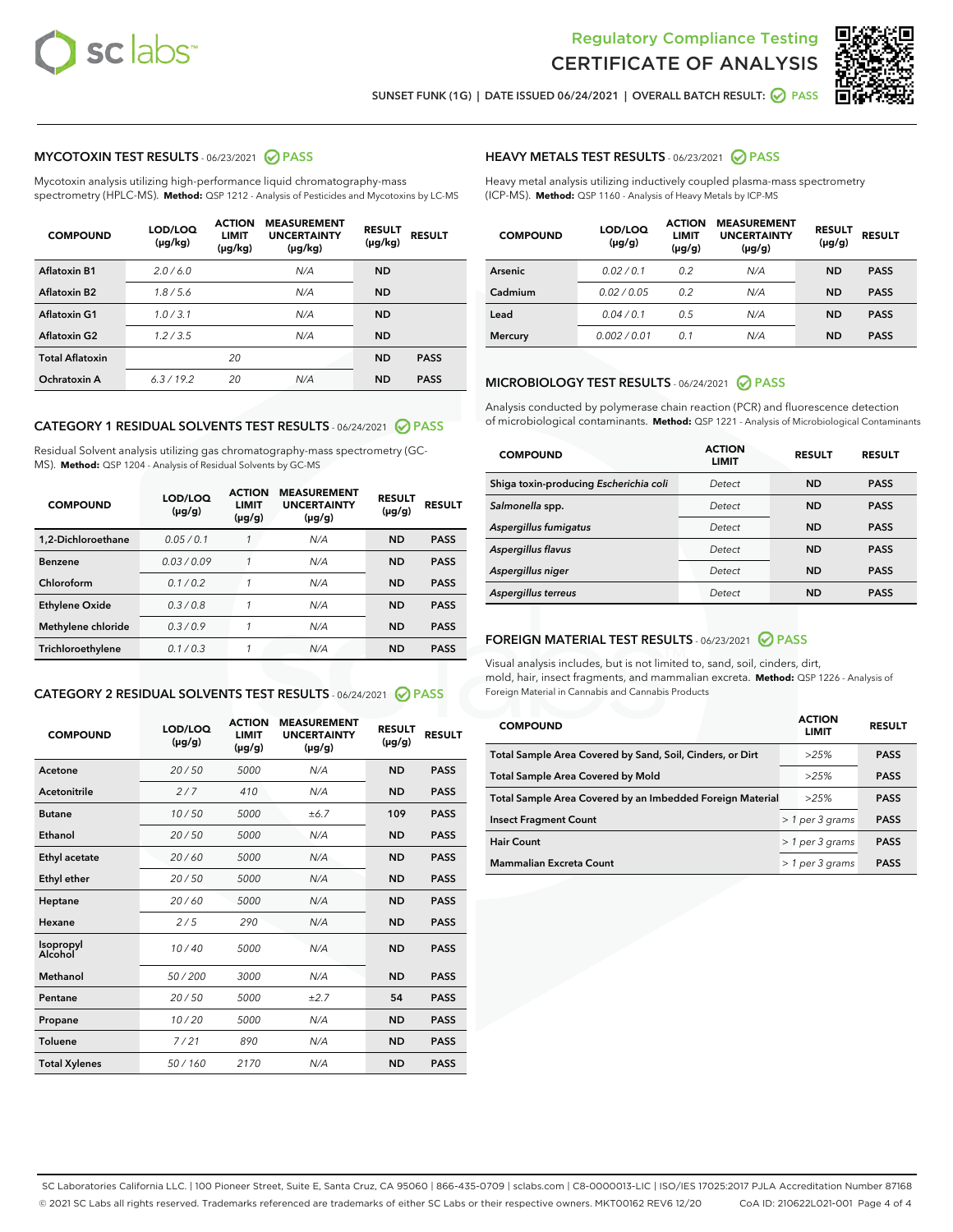Regulatory Compliance Testing
# CERTIFICATE OF ANALYSIS

SUNSET FUNK (1G) | DATE ISSUED 06/24/2021 | OVERALL BATCH RESULT: PASS

## MYCOTOXIN TEST RESULTS - 06/23/2021 PASS

Mycotoxin analysis utilizing high-performance liquid chromatography-mass spectrometry (HPLC-MS). **Method:** QSP 1212 - Analysis of Pesticides and Mycotoxins by LC-MS

| COMPOUND | LOD/LOQ (µg/kg) | ACTION LIMIT (µg/kg) | MEASUREMENT UNCERTAINTY (µg/kg) | RESULT (µg/kg) | RESULT |
|---|---|---|---|---|---|
| Aflatoxin B1 | 2.0 / 6.0 | | N/A | ND | |
| Aflatoxin B2 | 1.8 / 5.6 | | N/A | ND | |
| Aflatoxin G1 | 1.0 / 3.1 | | N/A | ND | |
| Aflatoxin G2 | 1.2 / 3.5 | | N/A | ND | |
| Total Aflatoxin | | 20 | | ND | PASS |
| Ochratoxin A | 6.3 / 19.2 | 20 | N/A | ND | PASS |

## CATEGORY 1 RESIDUAL SOLVENTS TEST RESULTS - 06/24/2021 PASS

Residual Solvent analysis utilizing gas chromatography-mass spectrometry (GC-MS). **Method:** QSP 1204 - Analysis of Residual Solvents by GC-MS

| COMPOUND | LOD/LOQ (µg/g) | ACTION LIMIT (µg/g) | MEASUREMENT UNCERTAINTY (µg/g) | RESULT (µg/g) | RESULT |
|---|---|---|---|---|---|
| 1,2-Dichloroethane | 0.05 / 0.1 | 1 | N/A | ND | PASS |
| Benzene | 0.03 / 0.09 | 1 | N/A | ND | PASS |
| Chloroform | 0.1 / 0.2 | 1 | N/A | ND | PASS |
| Ethylene Oxide | 0.3 / 0.8 | 1 | N/A | ND | PASS |
| Methylene chloride | 0.3 / 0.9 | 1 | N/A | ND | PASS |
| Trichloroethylene | 0.1 / 0.3 | 1 | N/A | ND | PASS |

## CATEGORY 2 RESIDUAL SOLVENTS TEST RESULTS - 06/24/2021 PASS

| COMPOUND | LOD/LOQ (µg/g) | ACTION LIMIT (µg/g) | MEASUREMENT UNCERTAINTY (µg/g) | RESULT (µg/g) | RESULT |
|---|---|---|---|---|---|
| Acetone | 20 / 50 | 5000 | N/A | ND | PASS |
| Acetonitrile | 2 / 7 | 410 | N/A | ND | PASS |
| Butane | 10 / 50 | 5000 | ±6.7 | 109 | PASS |
| Ethanol | 20 / 50 | 5000 | N/A | ND | PASS |
| Ethyl acetate | 20 / 60 | 5000 | N/A | ND | PASS |
| Ethyl ether | 20 / 50 | 5000 | N/A | ND | PASS |
| Heptane | 20 / 60 | 5000 | N/A | ND | PASS |
| Hexane | 2 / 5 | 290 | N/A | ND | PASS |
| Isopropyl Alcohol | 10 / 40 | 5000 | N/A | ND | PASS |
| Methanol | 50 / 200 | 3000 | N/A | ND | PASS |
| Pentane | 20 / 50 | 5000 | ±2.7 | 54 | PASS |
| Propane | 10 / 20 | 5000 | N/A | ND | PASS |
| Toluene | 7 / 21 | 890 | N/A | ND | PASS |
| Total Xylenes | 50 / 160 | 2170 | N/A | ND | PASS |

## HEAVY METALS TEST RESULTS - 06/23/2021 PASS

Heavy metal analysis utilizing inductively coupled plasma-mass spectrometry (ICP-MS). **Method:** QSP 1160 - Analysis of Heavy Metals by ICP-MS

| COMPOUND | LOD/LOQ (µg/g) | ACTION LIMIT (µg/g) | MEASUREMENT UNCERTAINTY (µg/g) | RESULT (µg/g) | RESULT |
|---|---|---|---|---|---|
| Arsenic | 0.02 / 0.1 | 0.2 | N/A | ND | PASS |
| Cadmium | 0.02 / 0.05 | 0.2 | N/A | ND | PASS |
| Lead | 0.04 / 0.1 | 0.5 | N/A | ND | PASS |
| Mercury | 0.002 / 0.01 | 0.1 | N/A | ND | PASS |

## MICROBIOLOGY TEST RESULTS - 06/24/2021 PASS

Analysis conducted by polymerase chain reaction (PCR) and fluorescence detection of microbiological contaminants. **Method:** QSP 1221 - Analysis of Microbiological Contaminants

| COMPOUND | ACTION LIMIT | RESULT | RESULT |
|---|---|---|---|
| Shiga toxin-producing *Escherichia coli* | Detect | ND | PASS |
| *Salmonella* spp. | Detect | ND | PASS |
| *Aspergillus fumigatus* | Detect | ND | PASS |
| *Aspergillus flavus* | Detect | ND | PASS |
| *Aspergillus niger* | Detect | ND | PASS |
| *Aspergillus terreus* | Detect | ND | PASS |

## FOREIGN MATERIAL TEST RESULTS - 06/23/2021 PASS

Visual analysis includes, but is not limited to, sand, soil, cinders, dirt, mold, hair, insect fragments, and mammalian excreta. **Method:** QSP 1226 - Analysis of Foreign Material in Cannabis and Cannabis Products

| COMPOUND | ACTION LIMIT | RESULT |
|---|---|---|
| Total Sample Area Covered by Sand, Soil, Cinders, or Dirt | >25% | PASS |
| Total Sample Area Covered by Mold | >25% | PASS |
| Total Sample Area Covered by an Imbedded Foreign Material | >25% | PASS |
| Insect Fragment Count | > 1 per 3 grams | PASS |
| Hair Count | > 1 per 3 grams | PASS |
| Mammalian Excreta Count | > 1 per 3 grams | PASS |

SC Laboratories California LLC. | 100 Pioneer Street, Suite E, Santa Cruz, CA 95060 | 866-435-0709 | sclabs.com | C8-0000013-LIC | ISO/IES 17025:2017 PJLA Accreditation Number 87168
© 2021 SC Labs all rights reserved. Trademarks referenced are trademarks of either SC Labs or their respective owners. MKT00162 REV6 12/20 CoA ID: 210622L021-001